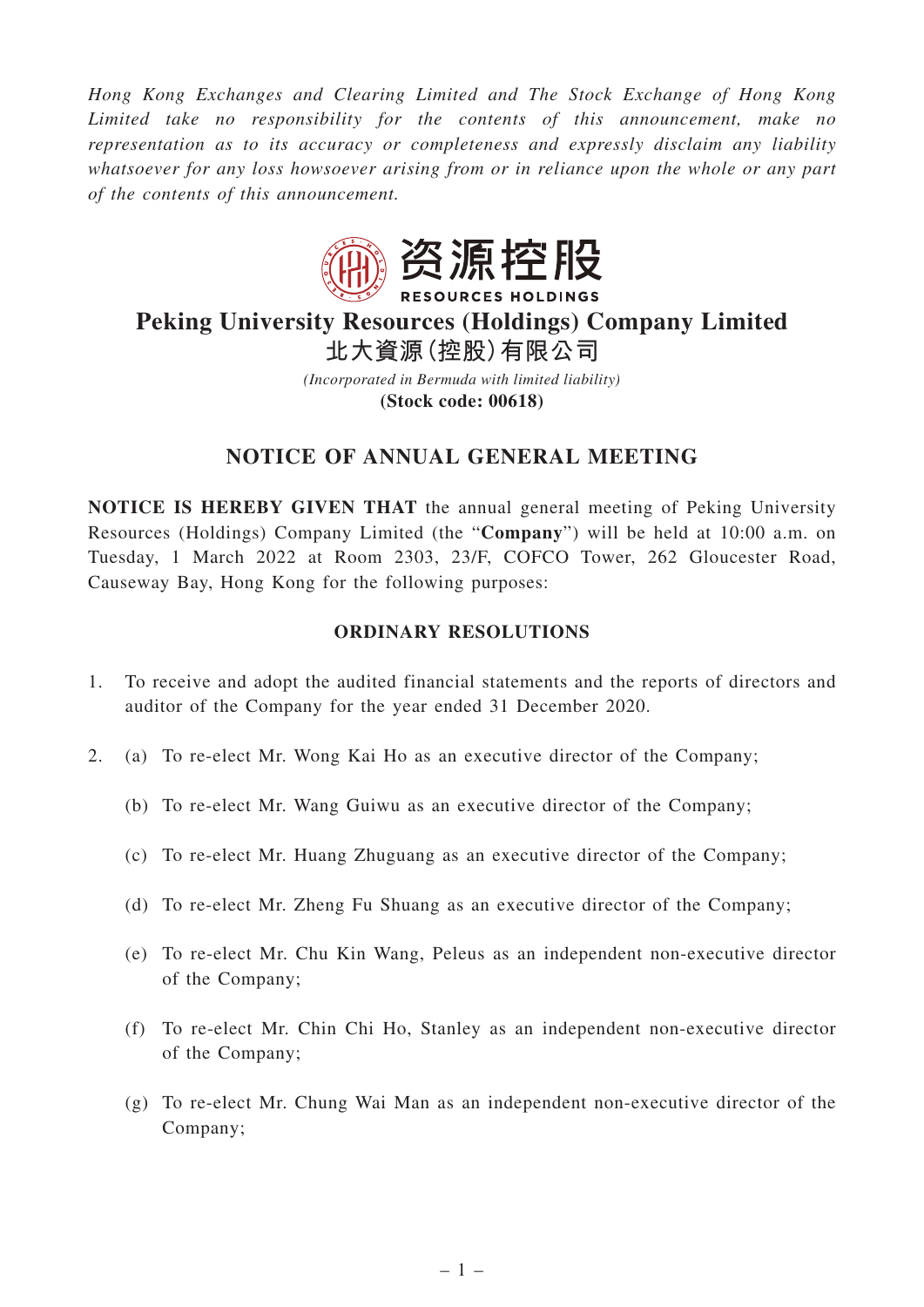*Hong Kong Exchanges and Clearing Limited and The Stock Exchange of Hong Kong Limited take no responsibility for the contents of this announcement, make no representation as to its accuracy or completeness and expressly disclaim any liability whatsoever for any loss howsoever arising from or in reliance upon the whole or any part of the contents of this announcement.*

资源控股
RESOURCES HOLDINGS

# Peking University Resources (Holdings) Company Limited
# 北大資源(控股)有限公司

*(Incorporated in Bermuda with limited liability)*
**(Stock code: 00618)**

## NOTICE OF ANNUAL GENERAL MEETING

**NOTICE IS HEREBY GIVEN THAT** the annual general meeting of Peking University Resources (Holdings) Company Limited (the "**Company**") will be held at 10:00 a.m. on Tuesday, 1 March 2022 at Room 2303, 23/F, COFCO Tower, 262 Gloucester Road, Causeway Bay, Hong Kong for the following purposes:

### ORDINARY RESOLUTIONS

1. To receive and adopt the audited financial statements and the reports of directors and auditor of the Company for the year ended 31 December 2020.

2. (a) To re-elect Mr. Wong Kai Ho as an executive director of the Company;

   (b) To re-elect Mr. Wang Guiwu as an executive director of the Company;

   (c) To re-elect Mr. Huang Zhuguang as an executive director of the Company;

   (d) To re-elect Mr. Zheng Fu Shuang as an executive director of the Company;

   (e) To re-elect Mr. Chu Kin Wang, Peleus as an independent non-executive director of the Company;

   (f) To re-elect Mr. Chin Chi Ho, Stanley as an independent non-executive director of the Company;

   (g) To re-elect Mr. Chung Wai Man as an independent non-executive director of the Company;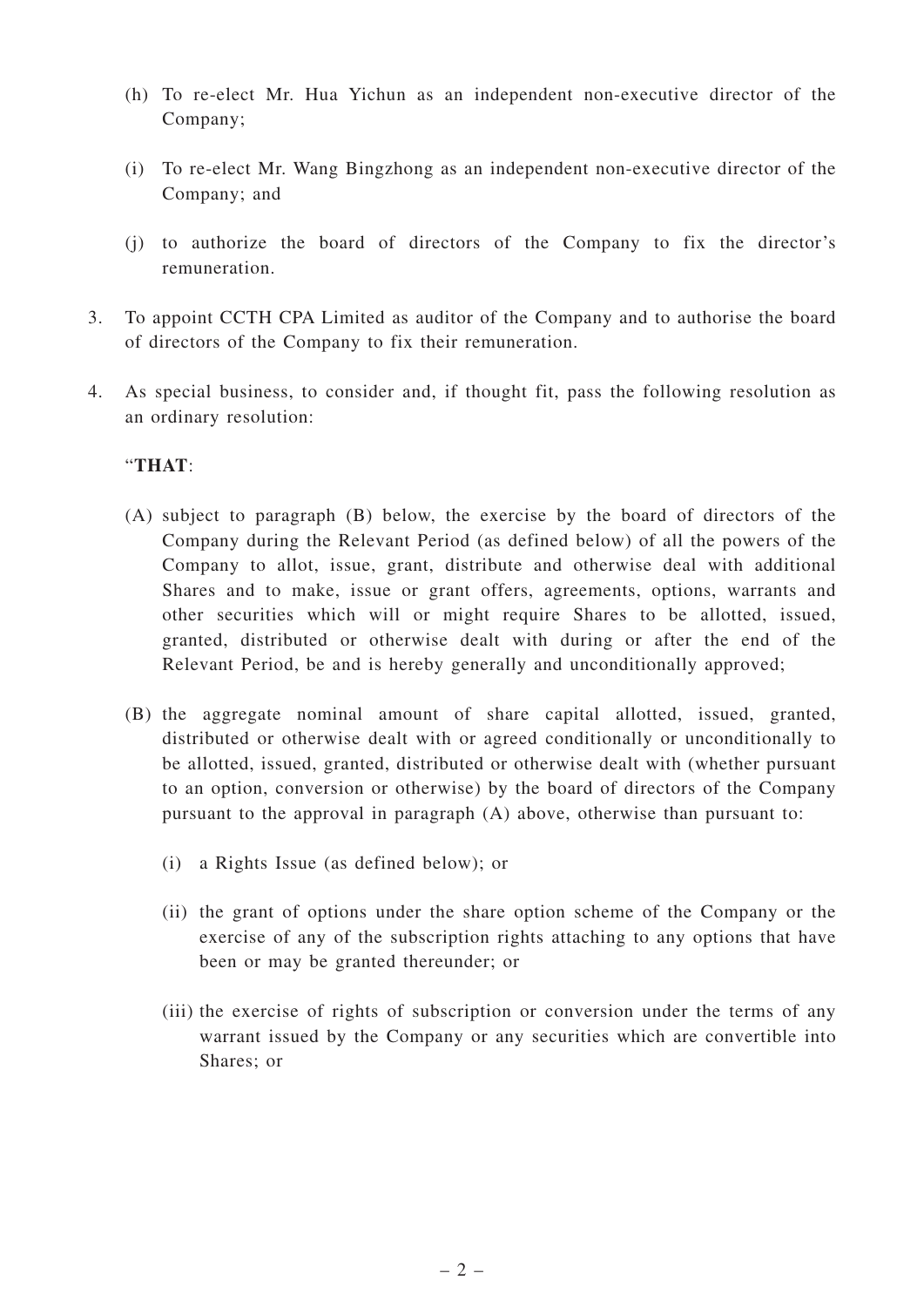(h) To re-elect Mr. Hua Yichun as an independent non-executive director of the Company;

(i) To re-elect Mr. Wang Bingzhong as an independent non-executive director of the Company; and

(j) to authorize the board of directors of the Company to fix the director's remuneration.

3. To appoint CCTH CPA Limited as auditor of the Company and to authorise the board of directors of the Company to fix their remuneration.

4. As special business, to consider and, if thought fit, pass the following resolution as an ordinary resolution:

"**THAT**:

(A) subject to paragraph (B) below, the exercise by the board of directors of the Company during the Relevant Period (as defined below) of all the powers of the Company to allot, issue, grant, distribute and otherwise deal with additional Shares and to make, issue or grant offers, agreements, options, warrants and other securities which will or might require Shares to be allotted, issued, granted, distributed or otherwise dealt with during or after the end of the Relevant Period, be and is hereby generally and unconditionally approved;

(B) the aggregate nominal amount of share capital allotted, issued, granted, distributed or otherwise dealt with or agreed conditionally or unconditionally to be allotted, issued, granted, distributed or otherwise dealt with (whether pursuant to an option, conversion or otherwise) by the board of directors of the Company pursuant to the approval in paragraph (A) above, otherwise than pursuant to:

(i) a Rights Issue (as defined below); or

(ii) the grant of options under the share option scheme of the Company or the exercise of any of the subscription rights attaching to any options that have been or may be granted thereunder; or

(iii) the exercise of rights of subscription or conversion under the terms of any warrant issued by the Company or any securities which are convertible into Shares; or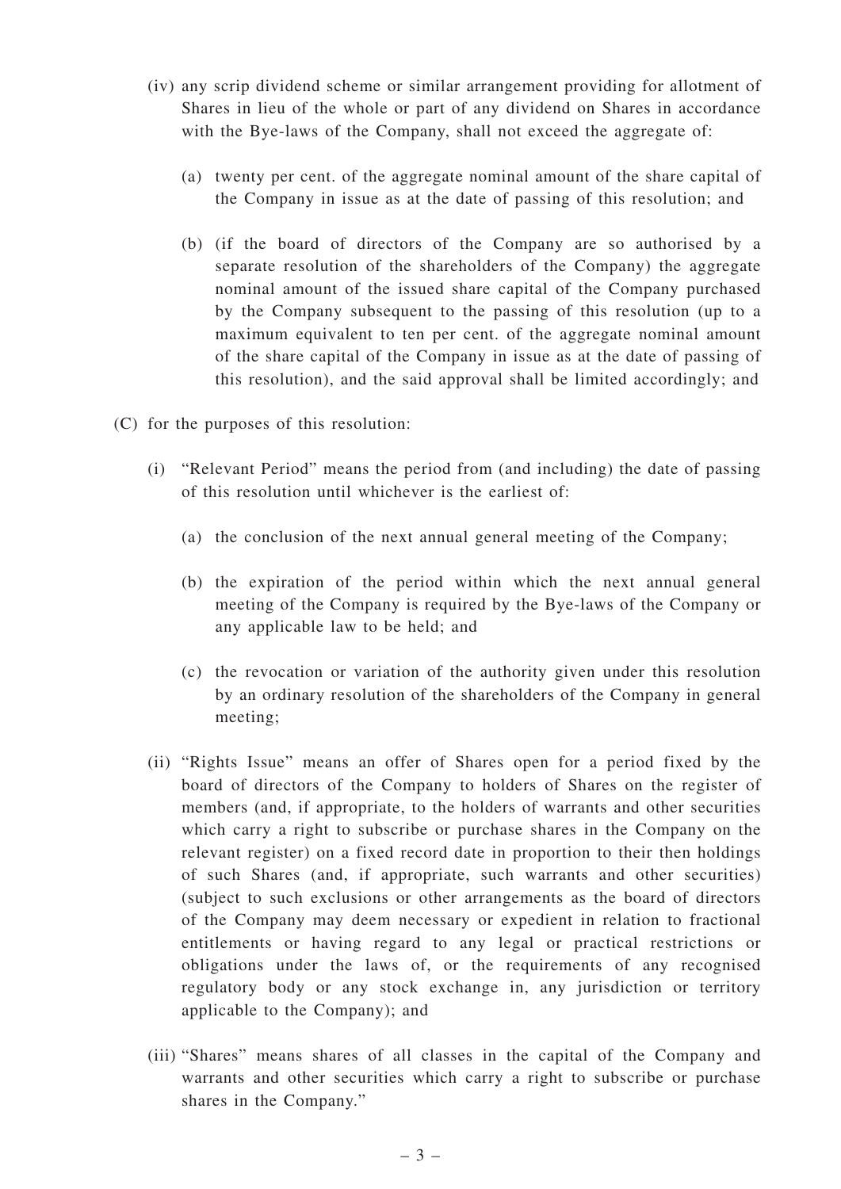(iv) any scrip dividend scheme or similar arrangement providing for allotment of Shares in lieu of the whole or part of any dividend on Shares in accordance with the Bye-laws of the Company, shall not exceed the aggregate of:

(a) twenty per cent. of the aggregate nominal amount of the share capital of the Company in issue as at the date of passing of this resolution; and

(b) (if the board of directors of the Company are so authorised by a separate resolution of the shareholders of the Company) the aggregate nominal amount of the issued share capital of the Company purchased by the Company subsequent to the passing of this resolution (up to a maximum equivalent to ten per cent. of the aggregate nominal amount of the share capital of the Company in issue as at the date of passing of this resolution), and the said approval shall be limited accordingly; and

(C) for the purposes of this resolution:

(i) "Relevant Period" means the period from (and including) the date of passing of this resolution until whichever is the earliest of:

(a) the conclusion of the next annual general meeting of the Company;

(b) the expiration of the period within which the next annual general meeting of the Company is required by the Bye-laws of the Company or any applicable law to be held; and

(c) the revocation or variation of the authority given under this resolution by an ordinary resolution of the shareholders of the Company in general meeting;

(ii) "Rights Issue" means an offer of Shares open for a period fixed by the board of directors of the Company to holders of Shares on the register of members (and, if appropriate, to the holders of warrants and other securities which carry a right to subscribe or purchase shares in the Company on the relevant register) on a fixed record date in proportion to their then holdings of such Shares (and, if appropriate, such warrants and other securities) (subject to such exclusions or other arrangements as the board of directors of the Company may deem necessary or expedient in relation to fractional entitlements or having regard to any legal or practical restrictions or obligations under the laws of, or the requirements of any recognised regulatory body or any stock exchange in, any jurisdiction or territory applicable to the Company); and

(iii) "Shares" means shares of all classes in the capital of the Company and warrants and other securities which carry a right to subscribe or purchase shares in the Company."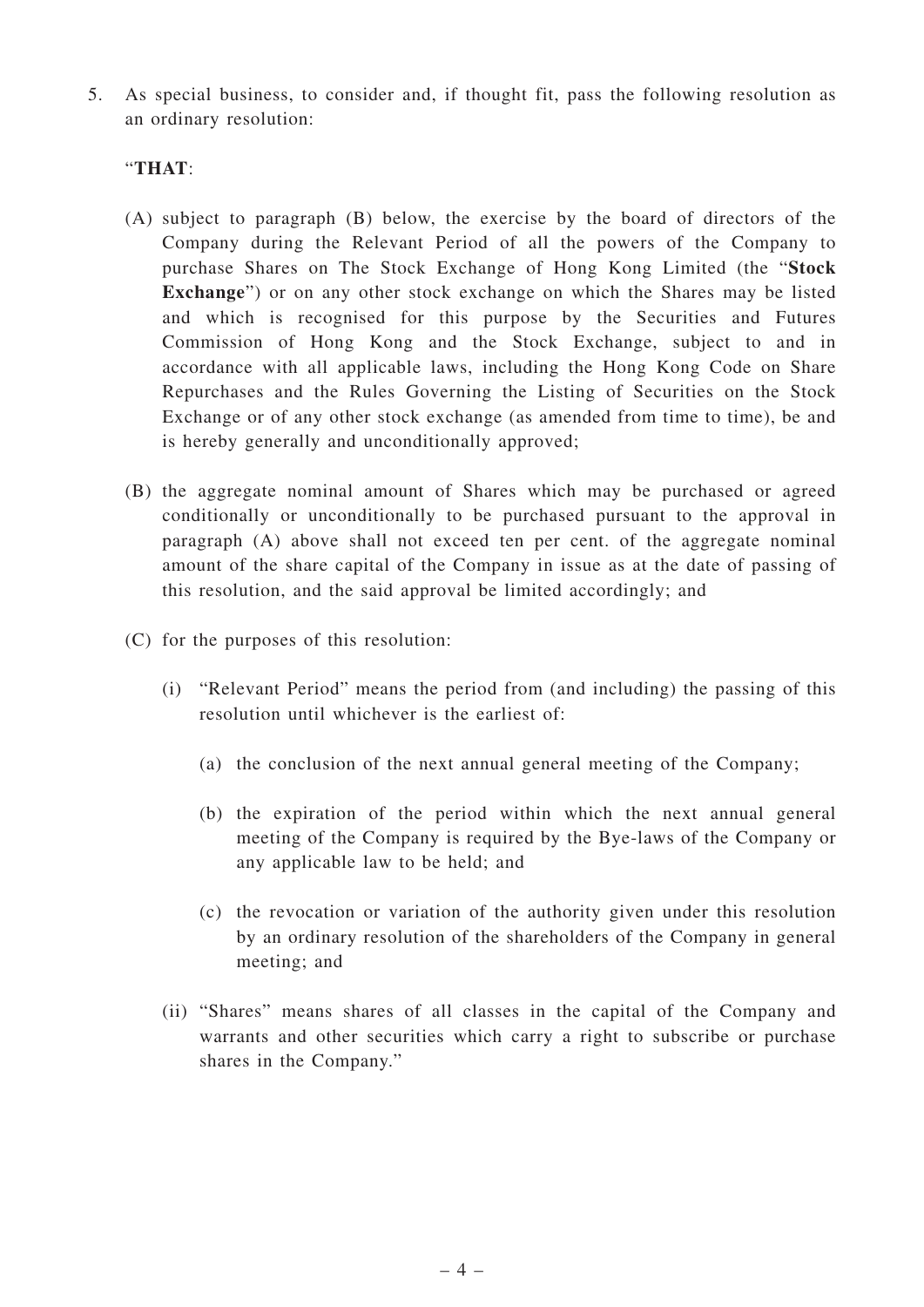5. As special business, to consider and, if thought fit, pass the following resolution as an ordinary resolution:

   "**THAT**:

   (A) subject to paragraph (B) below, the exercise by the board of directors of the Company during the Relevant Period of all the powers of the Company to purchase Shares on The Stock Exchange of Hong Kong Limited (the "**Stock Exchange**") or on any other stock exchange on which the Shares may be listed and which is recognised for this purpose by the Securities and Futures Commission of Hong Kong and the Stock Exchange, subject to and in accordance with all applicable laws, including the Hong Kong Code on Share Repurchases and the Rules Governing the Listing of Securities on the Stock Exchange or of any other stock exchange (as amended from time to time), be and is hereby generally and unconditionally approved;

   (B) the aggregate nominal amount of Shares which may be purchased or agreed conditionally or unconditionally to be purchased pursuant to the approval in paragraph (A) above shall not exceed ten per cent. of the aggregate nominal amount of the share capital of the Company in issue as at the date of passing of this resolution, and the said approval be limited accordingly; and

   (C) for the purposes of this resolution:

      (i) "Relevant Period" means the period from (and including) the passing of this resolution until whichever is the earliest of:

         (a) the conclusion of the next annual general meeting of the Company;

         (b) the expiration of the period within which the next annual general meeting of the Company is required by the Bye-laws of the Company or any applicable law to be held; and

         (c) the revocation or variation of the authority given under this resolution by an ordinary resolution of the shareholders of the Company in general meeting; and

      (ii) "Shares" means shares of all classes in the capital of the Company and warrants and other securities which carry a right to subscribe or purchase shares in the Company."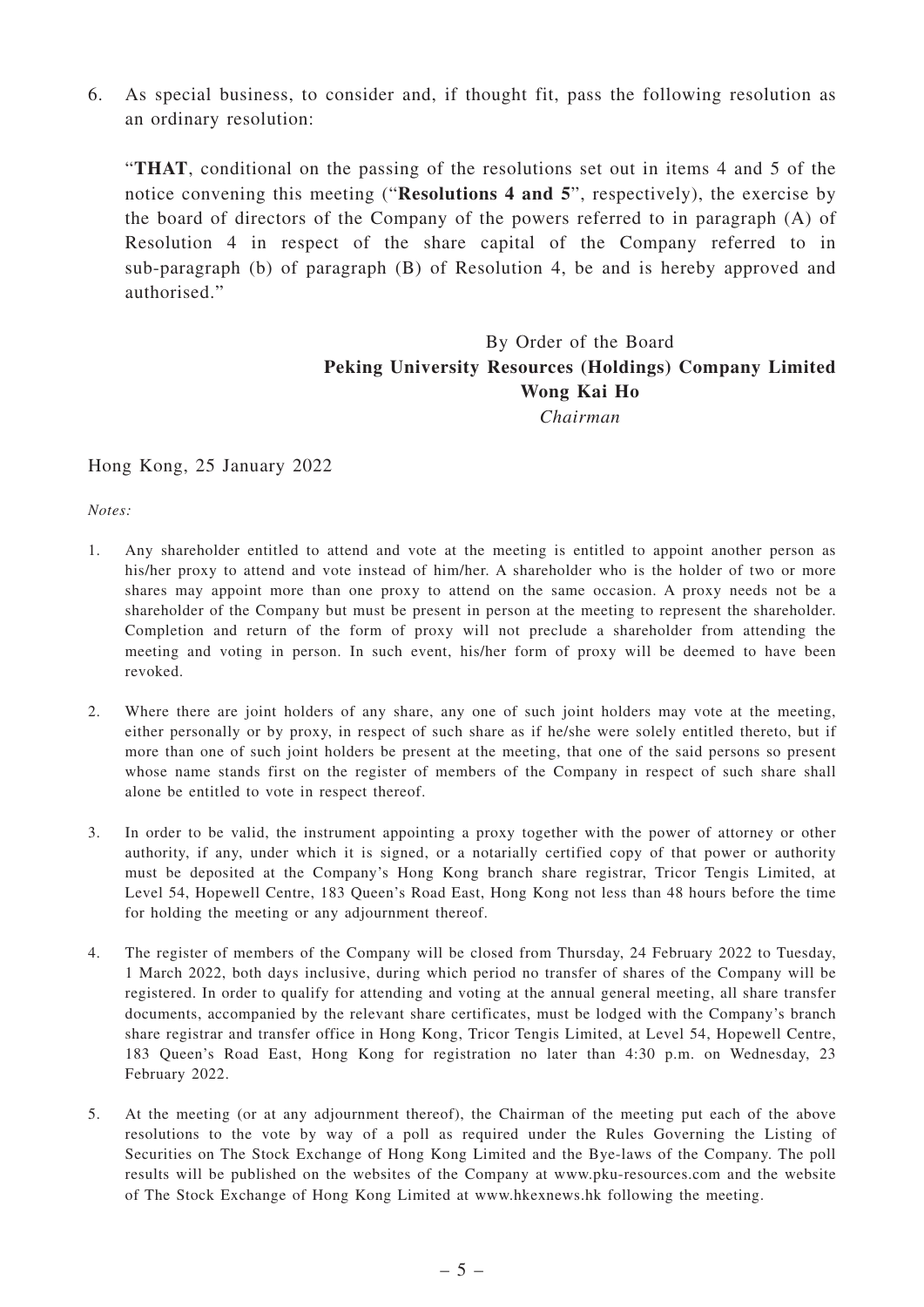6. As special business, to consider and, if thought fit, pass the following resolution as an ordinary resolution:

 "**THAT**, conditional on the passing of the resolutions set out in items 4 and 5 of the notice convening this meeting ("**Resolutions 4 and 5**", respectively), the exercise by the board of directors of the Company of the powers referred to in paragraph (A) of Resolution 4 in respect of the share capital of the Company referred to in sub-paragraph (b) of paragraph (B) of Resolution 4, be and is hereby approved and authorised."

By Order of the Board
**Peking University Resources (Holdings) Company Limited**
**Wong Kai Ho**
*Chairman*

Hong Kong, 25 January 2022

*Notes:*

1. Any shareholder entitled to attend and vote at the meeting is entitled to appoint another person as his/her proxy to attend and vote instead of him/her. A shareholder who is the holder of two or more shares may appoint more than one proxy to attend on the same occasion. A proxy needs not be a shareholder of the Company but must be present in person at the meeting to represent the shareholder. Completion and return of the form of proxy will not preclude a shareholder from attending the meeting and voting in person. In such event, his/her form of proxy will be deemed to have been revoked.

2. Where there are joint holders of any share, any one of such joint holders may vote at the meeting, either personally or by proxy, in respect of such share as if he/she were solely entitled thereto, but if more than one of such joint holders be present at the meeting, that one of the said persons so present whose name stands first on the register of members of the Company in respect of such share shall alone be entitled to vote in respect thereof.

3. In order to be valid, the instrument appointing a proxy together with the power of attorney or other authority, if any, under which it is signed, or a notarially certified copy of that power or authority must be deposited at the Company's Hong Kong branch share registrar, Tricor Tengis Limited, at Level 54, Hopewell Centre, 183 Queen's Road East, Hong Kong not less than 48 hours before the time for holding the meeting or any adjournment thereof.

4. The register of members of the Company will be closed from Thursday, 24 February 2022 to Tuesday, 1 March 2022, both days inclusive, during which period no transfer of shares of the Company will be registered. In order to qualify for attending and voting at the annual general meeting, all share transfer documents, accompanied by the relevant share certificates, must be lodged with the Company's branch share registrar and transfer office in Hong Kong, Tricor Tengis Limited, at Level 54, Hopewell Centre, 183 Queen's Road East, Hong Kong for registration no later than 4:30 p.m. on Wednesday, 23 February 2022.

5. At the meeting (or at any adjournment thereof), the Chairman of the meeting put each of the above resolutions to the vote by way of a poll as required under the Rules Governing the Listing of Securities on The Stock Exchange of Hong Kong Limited and the Bye-laws of the Company. The poll results will be published on the websites of the Company at www.pku-resources.com and the website of The Stock Exchange of Hong Kong Limited at www.hkexnews.hk following the meeting.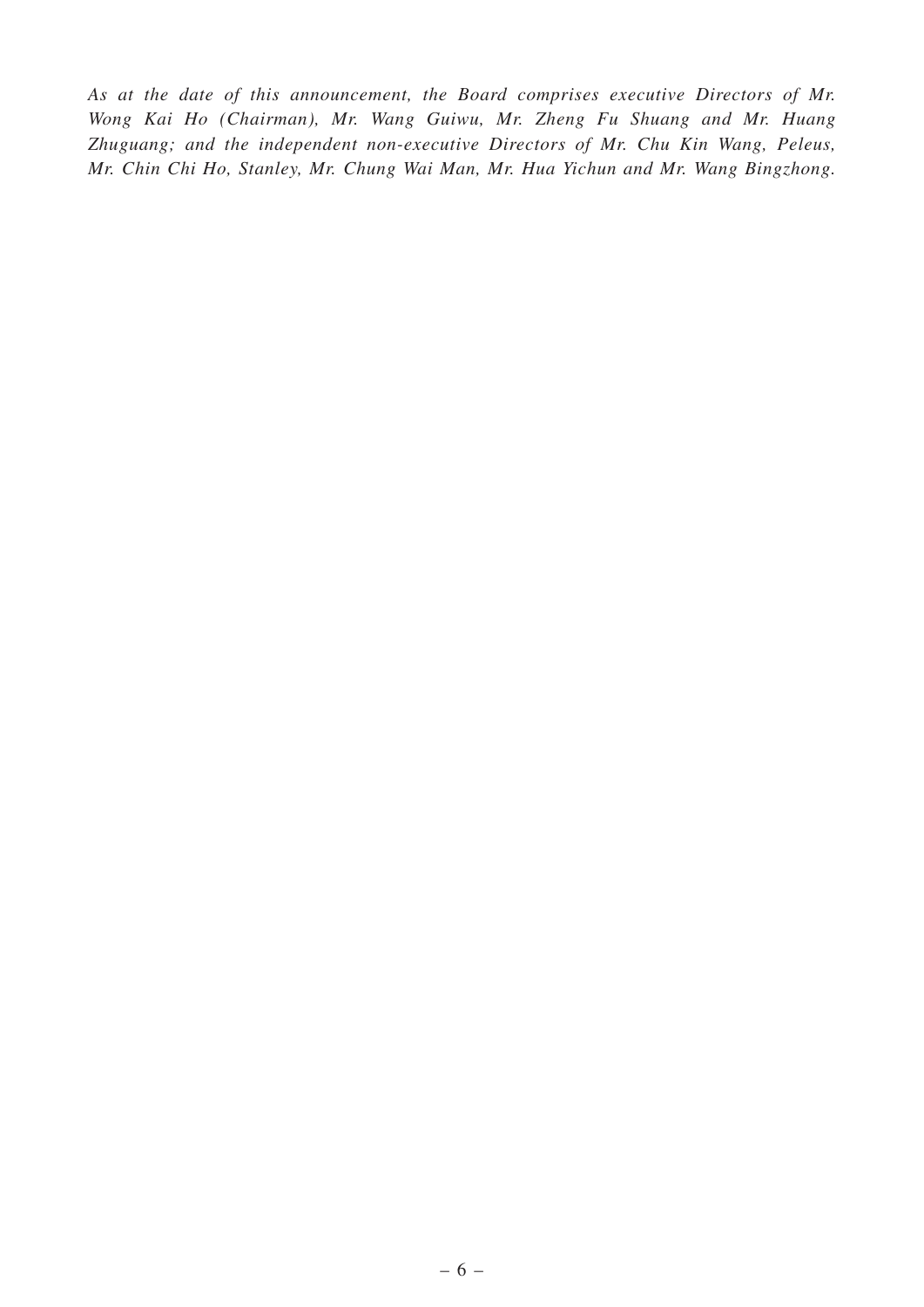*As at the date of this announcement, the Board comprises executive Directors of Mr. Wong Kai Ho (Chairman), Mr. Wang Guiwu, Mr. Zheng Fu Shuang and Mr. Huang Zhuguang; and the independent non-executive Directors of Mr. Chu Kin Wang, Peleus, Mr. Chin Chi Ho, Stanley, Mr. Chung Wai Man, Mr. Hua Yichun and Mr. Wang Bingzhong.*